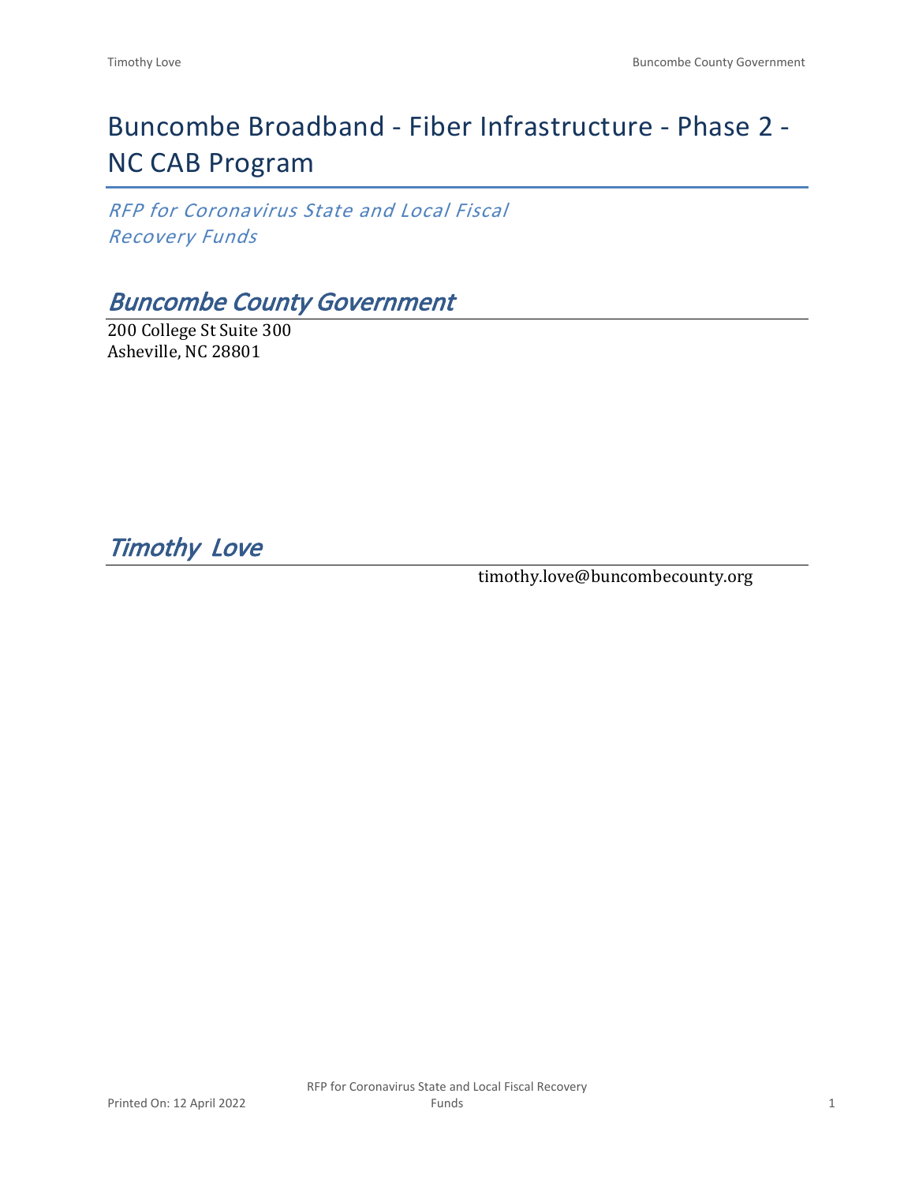# Buncombe Broadband - Fiber Infrastructure - Phase 2 - NC CAB Program

*RFP for Coronavirus State and Local Fiscal Recovery Funds*

## *Buncombe County Government*

200 College St Suite 300
Asheville, NC 28801

## *Timothy Love*

timothy.love@buncombecounty.org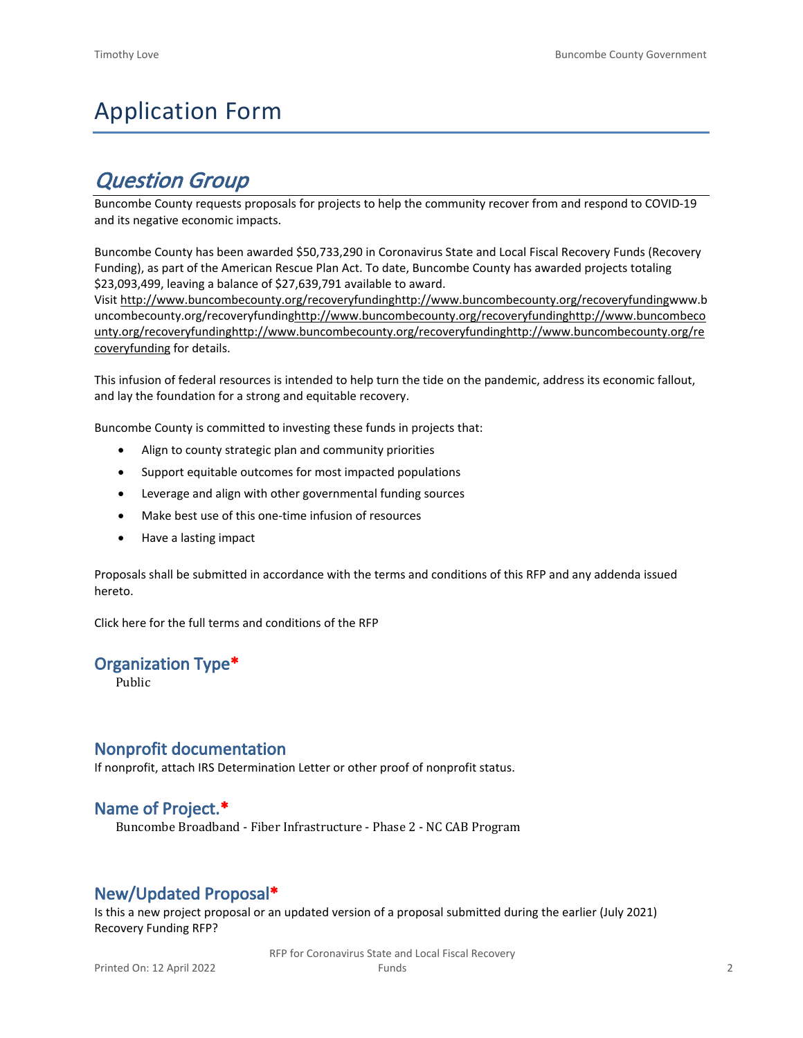# Application Form

## *Question Group*

Buncombe County requests proposals for projects to help the community recover from and respond to COVID-19 and its negative economic impacts.

Buncombe County has been awarded $50,733,290 in Coronavirus State and Local Fiscal Recovery Funds (Recovery Funding), as part of the American Rescue Plan Act. To date, Buncombe County has awarded projects totaling $23,093,499, leaving a balance of $27,639,791 available to award.
Visit http://www.buncombecounty.org/recoveryfundinghttp://www.buncombecounty.org/recoveryfundingwww.buncombecounty.org/recoveryfundinghttp://www.buncombecounty.org/recoveryfundinghttp://www.buncombecounty.org/recoveryfundinghttp://www.buncombecounty.org/recoveryfundinghttp://www.buncombecounty.org/recoveryfunding for details.

This infusion of federal resources is intended to help turn the tide on the pandemic, address its economic fallout, and lay the foundation for a strong and equitable recovery.

Buncombe County is committed to investing these funds in projects that:

- Align to county strategic plan and community priorities
- Support equitable outcomes for most impacted populations
- Leverage and align with other governmental funding sources
- Make best use of this one-time infusion of resources
- Have a lasting impact

Proposals shall be submitted in accordance with the terms and conditions of this RFP and any addenda issued hereto.

Click here for the full terms and conditions of the RFP

### Organization Type*

Public

### Nonprofit documentation

If nonprofit, attach IRS Determination Letter or other proof of nonprofit status.

### Name of Project.*

Buncombe Broadband - Fiber Infrastructure - Phase 2 - NC CAB Program

### New/Updated Proposal*

Is this a new project proposal or an updated version of a proposal submitted during the earlier (July 2021) Recovery Funding RFP?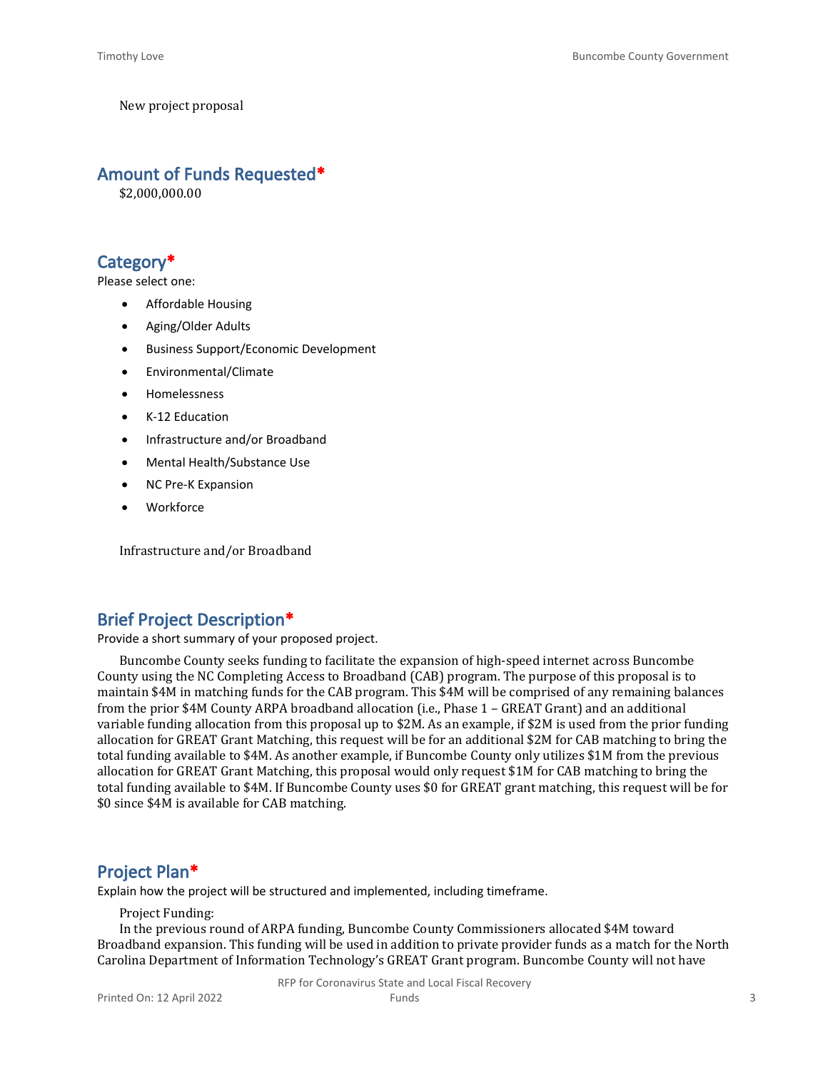New project proposal

## Amount of Funds Requested*

$2,000,000.00

## Category*

Please select one:

- Affordable Housing
- Aging/Older Adults
- Business Support/Economic Development
- Environmental/Climate
- Homelessness
- K-12 Education
- Infrastructure and/or Broadband
- Mental Health/Substance Use
- NC Pre-K Expansion
- Workforce

Infrastructure and/or Broadband

## Brief Project Description*

Provide a short summary of your proposed project.

Buncombe County seeks funding to facilitate the expansion of high-speed internet across Buncombe County using the NC Completing Access to Broadband (CAB) program. The purpose of this proposal is to maintain $4M in matching funds for the CAB program. This $4M will be comprised of any remaining balances from the prior $4M County ARPA broadband allocation (i.e., Phase 1 – GREAT Grant) and an additional variable funding allocation from this proposal up to $2M. As an example, if $2M is used from the prior funding allocation for GREAT Grant Matching, this request will be for an additional $2M for CAB matching to bring the total funding available to $4M. As another example, if Buncombe County only utilizes $1M from the previous allocation for GREAT Grant Matching, this proposal would only request $1M for CAB matching to bring the total funding available to $4M. If Buncombe County uses $0 for GREAT grant matching, this request will be for $0 since $4M is available for CAB matching.

## Project Plan*

Explain how the project will be structured and implemented, including timeframe.

Project Funding:

In the previous round of ARPA funding, Buncombe County Commissioners allocated $4M toward Broadband expansion. This funding will be used in addition to private provider funds as a match for the North Carolina Department of Information Technology's GREAT Grant program. Buncombe County will not have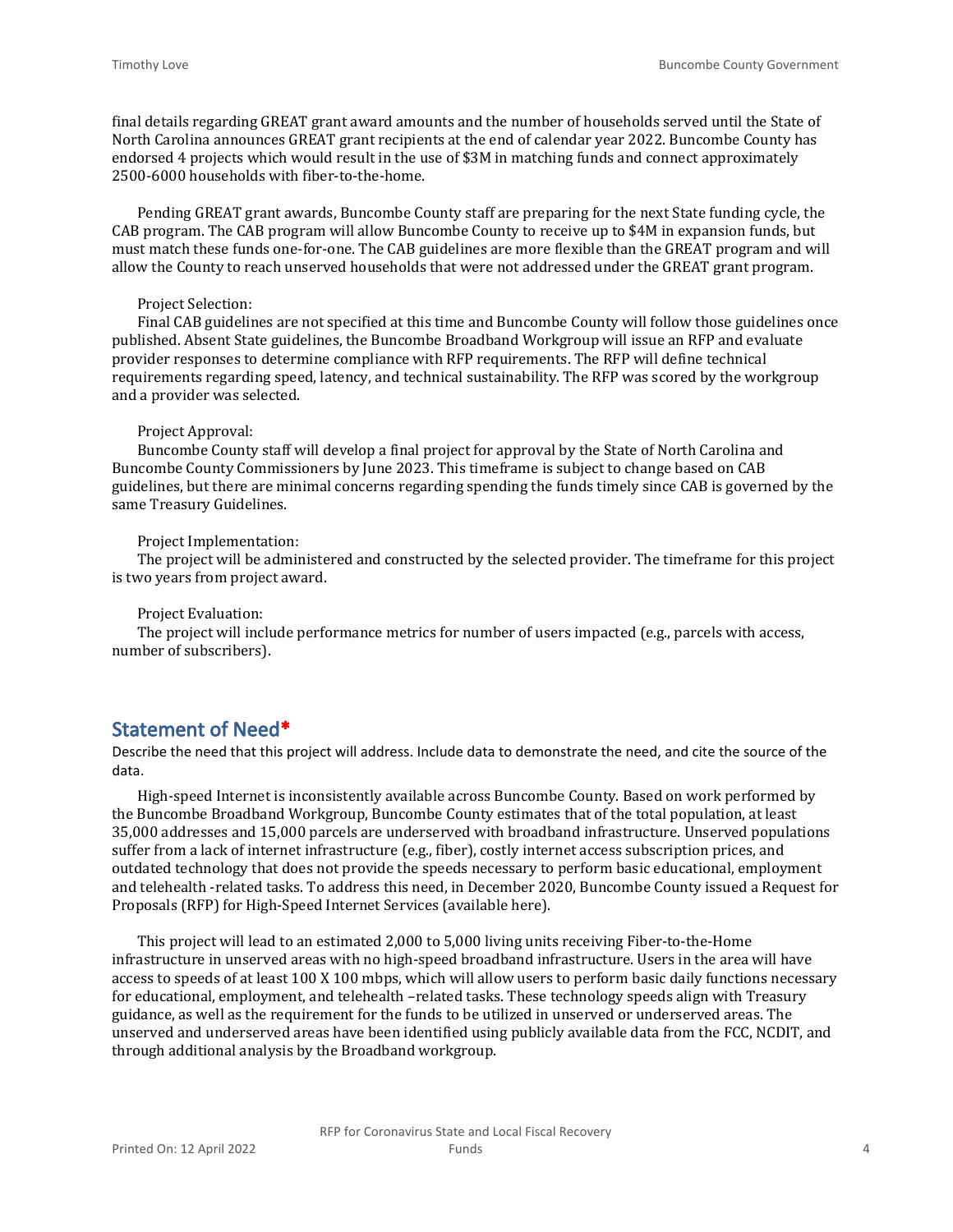final details regarding GREAT grant award amounts and the number of households served until the State of North Carolina announces GREAT grant recipients at the end of calendar year 2022. Buncombe County has endorsed 4 projects which would result in the use of $3M in matching funds and connect approximately 2500-6000 households with fiber-to-the-home.

Pending GREAT grant awards, Buncombe County staff are preparing for the next State funding cycle, the CAB program. The CAB program will allow Buncombe County to receive up to $4M in expansion funds, but must match these funds one-for-one. The CAB guidelines are more flexible than the GREAT program and will allow the County to reach unserved households that were not addressed under the GREAT grant program.

Project Selection:
Final CAB guidelines are not specified at this time and Buncombe County will follow those guidelines once published. Absent State guidelines, the Buncombe Broadband Workgroup will issue an RFP and evaluate provider responses to determine compliance with RFP requirements. The RFP will define technical requirements regarding speed, latency, and technical sustainability. The RFP was scored by the workgroup and a provider was selected.

Project Approval:
Buncombe County staff will develop a final project for approval by the State of North Carolina and Buncombe County Commissioners by June 2023. This timeframe is subject to change based on CAB guidelines, but there are minimal concerns regarding spending the funds timely since CAB is governed by the same Treasury Guidelines.

Project Implementation:
The project will be administered and constructed by the selected provider. The timeframe for this project is two years from project award.

Project Evaluation:
The project will include performance metrics for number of users impacted (e.g., parcels with access, number of subscribers).

## Statement of Need*

Describe the need that this project will address. Include data to demonstrate the need, and cite the source of the data.

High-speed Internet is inconsistently available across Buncombe County. Based on work performed by the Buncombe Broadband Workgroup, Buncombe County estimates that of the total population, at least 35,000 addresses and 15,000 parcels are underserved with broadband infrastructure. Unserved populations suffer from a lack of internet infrastructure (e.g., fiber), costly internet access subscription prices, and outdated technology that does not provide the speeds necessary to perform basic educational, employment and telehealth -related tasks. To address this need, in December 2020, Buncombe County issued a Request for Proposals (RFP) for High-Speed Internet Services (available here).

This project will lead to an estimated 2,000 to 5,000 living units receiving Fiber-to-the-Home infrastructure in unserved areas with no high-speed broadband infrastructure. Users in the area will have access to speeds of at least 100 X 100 mbps, which will allow users to perform basic daily functions necessary for educational, employment, and telehealth –related tasks. These technology speeds align with Treasury guidance, as well as the requirement for the funds to be utilized in unserved or underserved areas. The unserved and underserved areas have been identified using publicly available data from the FCC, NCDIT, and through additional analysis by the Broadband workgroup.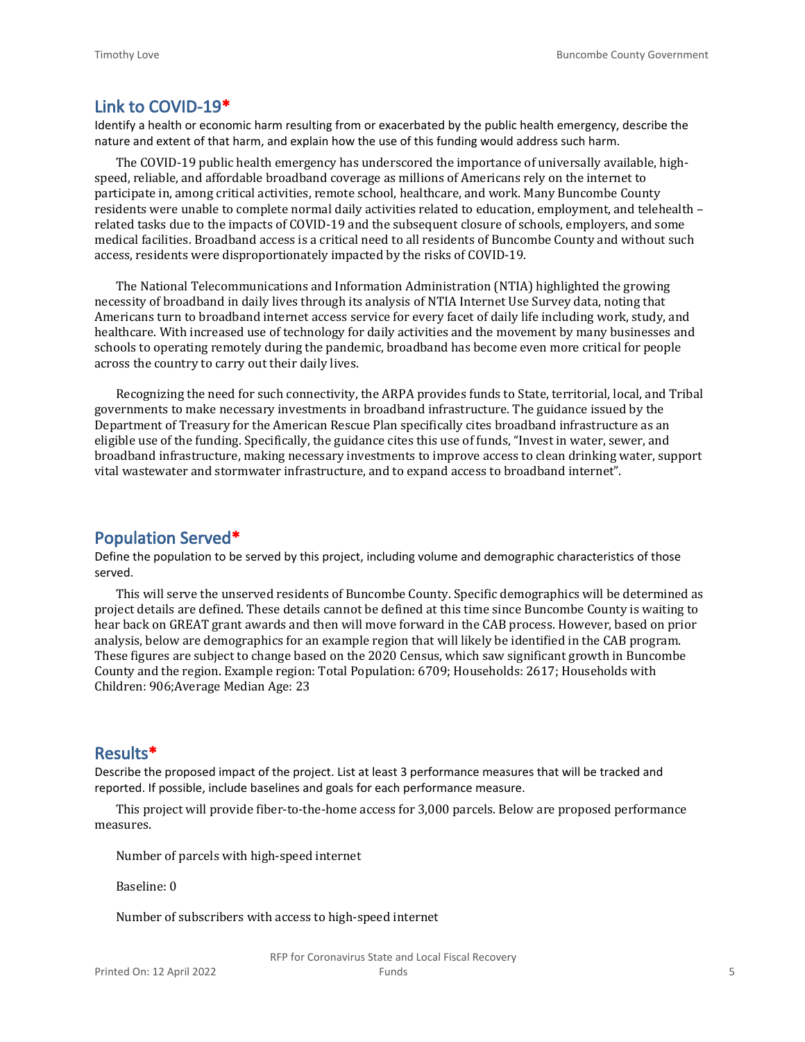## Link to COVID-19*

Identify a health or economic harm resulting from or exacerbated by the public health emergency, describe the nature and extent of that harm, and explain how the use of this funding would address such harm.

The COVID-19 public health emergency has underscored the importance of universally available, high-speed, reliable, and affordable broadband coverage as millions of Americans rely on the internet to participate in, among critical activities, remote school, healthcare, and work. Many Buncombe County residents were unable to complete normal daily activities related to education, employment, and telehealth – related tasks due to the impacts of COVID-19 and the subsequent closure of schools, employers, and some medical facilities. Broadband access is a critical need to all residents of Buncombe County and without such access, residents were disproportionately impacted by the risks of COVID-19.

The National Telecommunications and Information Administration (NTIA) highlighted the growing necessity of broadband in daily lives through its analysis of NTIA Internet Use Survey data, noting that Americans turn to broadband internet access service for every facet of daily life including work, study, and healthcare. With increased use of technology for daily activities and the movement by many businesses and schools to operating remotely during the pandemic, broadband has become even more critical for people across the country to carry out their daily lives.

Recognizing the need for such connectivity, the ARPA provides funds to State, territorial, local, and Tribal governments to make necessary investments in broadband infrastructure. The guidance issued by the Department of Treasury for the American Rescue Plan specifically cites broadband infrastructure as an eligible use of the funding. Specifically, the guidance cites this use of funds, "Invest in water, sewer, and broadband infrastructure, making necessary investments to improve access to clean drinking water, support vital wastewater and stormwater infrastructure, and to expand access to broadband internet".

## Population Served*

Define the population to be served by this project, including volume and demographic characteristics of those served.

This will serve the unserved residents of Buncombe County. Specific demographics will be determined as project details are defined. These details cannot be defined at this time since Buncombe County is waiting to hear back on GREAT grant awards and then will move forward in the CAB process. However, based on prior analysis, below are demographics for an example region that will likely be identified in the CAB program. These figures are subject to change based on the 2020 Census, which saw significant growth in Buncombe County and the region. Example region: Total Population: 6709; Households: 2617; Households with Children: 906;Average Median Age: 23

## Results*

Describe the proposed impact of the project. List at least 3 performance measures that will be tracked and reported. If possible, include baselines and goals for each performance measure.

This project will provide fiber-to-the-home access for 3,000 parcels. Below are proposed performance measures.

Number of parcels with high-speed internet

Baseline: 0

Number of subscribers with access to high-speed internet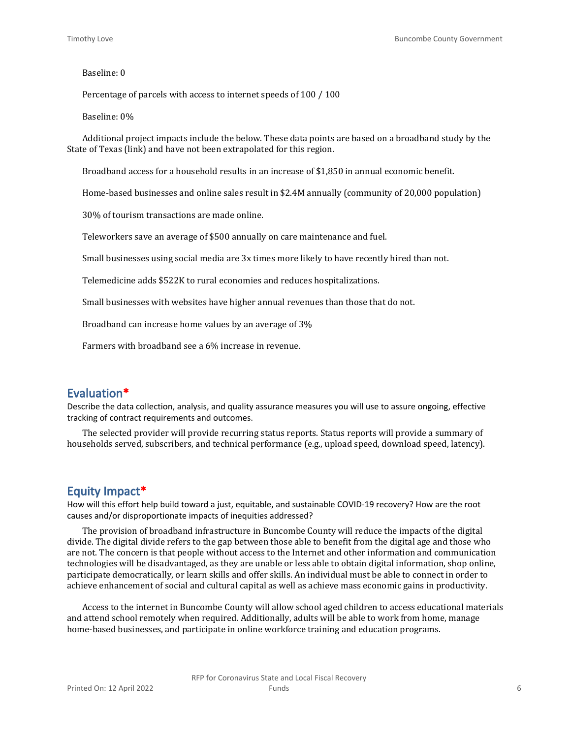Baseline: 0

Percentage of parcels with access to internet speeds of 100 / 100

Baseline: 0%

Additional project impacts include the below. These data points are based on a broadband study by the State of Texas (link) and have not been extrapolated for this region.

Broadband access for a household results in an increase of $1,850 in annual economic benefit.

Home-based businesses and online sales result in $2.4M annually (community of 20,000 population)

30% of tourism transactions are made online.

Teleworkers save an average of $500 annually on care maintenance and fuel.

Small businesses using social media are 3x times more likely to have recently hired than not.

Telemedicine adds $522K to rural economies and reduces hospitalizations.

Small businesses with websites have higher annual revenues than those that do not.

Broadband can increase home values by an average of 3%

Farmers with broadband see a 6% increase in revenue.

## Evaluation*

Describe the data collection, analysis, and quality assurance measures you will use to assure ongoing, effective tracking of contract requirements and outcomes.

The selected provider will provide recurring status reports. Status reports will provide a summary of households served, subscribers, and technical performance (e.g., upload speed, download speed, latency).

## Equity Impact*

How will this effort help build toward a just, equitable, and sustainable COVID-19 recovery? How are the root causes and/or disproportionate impacts of inequities addressed?

The provision of broadband infrastructure in Buncombe County will reduce the impacts of the digital divide. The digital divide refers to the gap between those able to benefit from the digital age and those who are not. The concern is that people without access to the Internet and other information and communication technologies will be disadvantaged, as they are unable or less able to obtain digital information, shop online, participate democratically, or learn skills and offer skills. An individual must be able to connect in order to achieve enhancement of social and cultural capital as well as achieve mass economic gains in productivity.

Access to the internet in Buncombe County will allow school aged children to access educational materials and attend school remotely when required. Additionally, adults will be able to work from home, manage home-based businesses, and participate in online workforce training and education programs.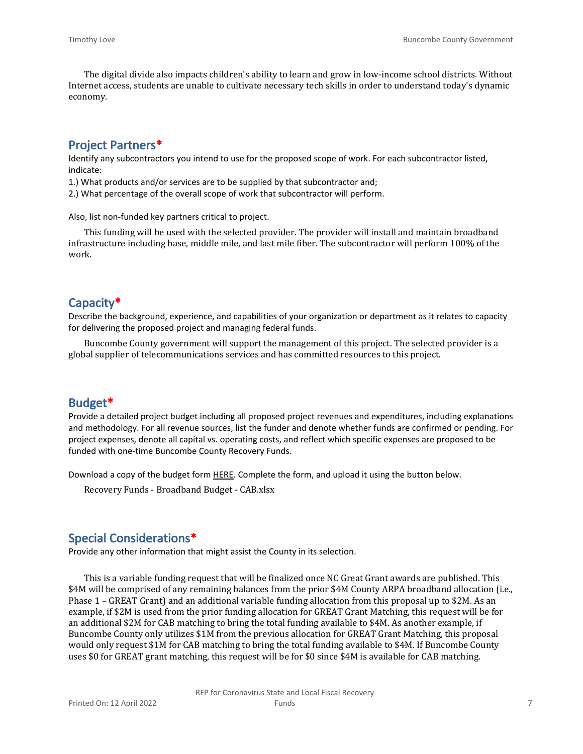The digital divide also impacts children's ability to learn and grow in low-income school districts. Without Internet access, students are unable to cultivate necessary tech skills in order to understand today's dynamic economy.

## Project Partners*

Identify any subcontractors you intend to use for the proposed scope of work. For each subcontractor listed, indicate:

1.) What products and/or services are to be supplied by that subcontractor and;

2.) What percentage of the overall scope of work that subcontractor will perform.

Also, list non-funded key partners critical to project.

This funding will be used with the selected provider. The provider will install and maintain broadband infrastructure including base, middle mile, and last mile fiber. The subcontractor will perform 100% of the work.

## Capacity*

Describe the background, experience, and capabilities of your organization or department as it relates to capacity for delivering the proposed project and managing federal funds.

Buncombe County government will support the management of this project. The selected provider is a global supplier of telecommunications services and has committed resources to this project.

## Budget*

Provide a detailed project budget including all proposed project revenues and expenditures, including explanations and methodology. For all revenue sources, list the funder and denote whether funds are confirmed or pending. For project expenses, denote all capital vs. operating costs, and reflect which specific expenses are proposed to be funded with one-time Buncombe County Recovery Funds.

Download a copy of the budget form HERE. Complete the form, and upload it using the button below.

Recovery Funds - Broadband Budget - CAB.xlsx

## Special Considerations*

Provide any other information that might assist the County in its selection.

This is a variable funding request that will be finalized once NC Great Grant awards are published. This $4M will be comprised of any remaining balances from the prior $4M County ARPA broadband allocation (i.e., Phase 1 – GREAT Grant) and an additional variable funding allocation from this proposal up to $2M. As an example, if $2M is used from the prior funding allocation for GREAT Grant Matching, this request will be for an additional $2M for CAB matching to bring the total funding available to $4M. As another example, if Buncombe County only utilizes $1M from the previous allocation for GREAT Grant Matching, this proposal would only request $1M for CAB matching to bring the total funding available to $4M. If Buncombe County uses $0 for GREAT grant matching, this request will be for $0 since $4M is available for CAB matching.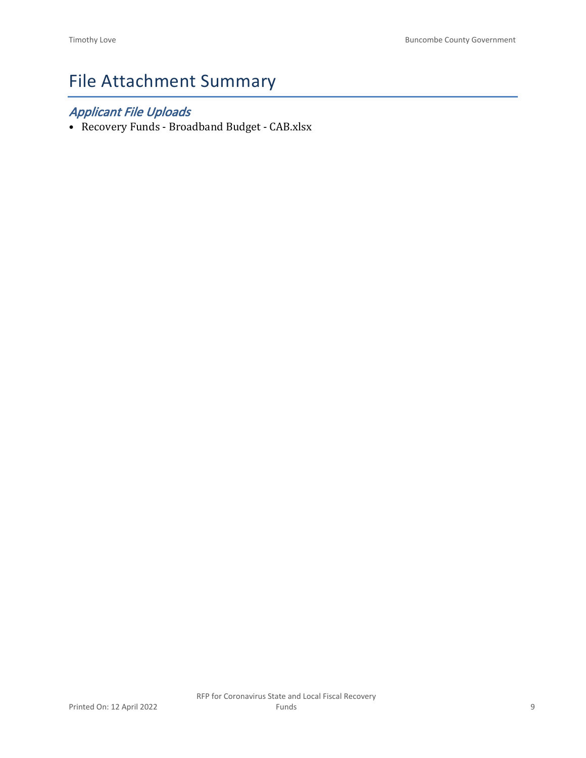# File Attachment Summary

## *Applicant File Uploads*

- Recovery Funds - Broadband Budget - CAB.xlsx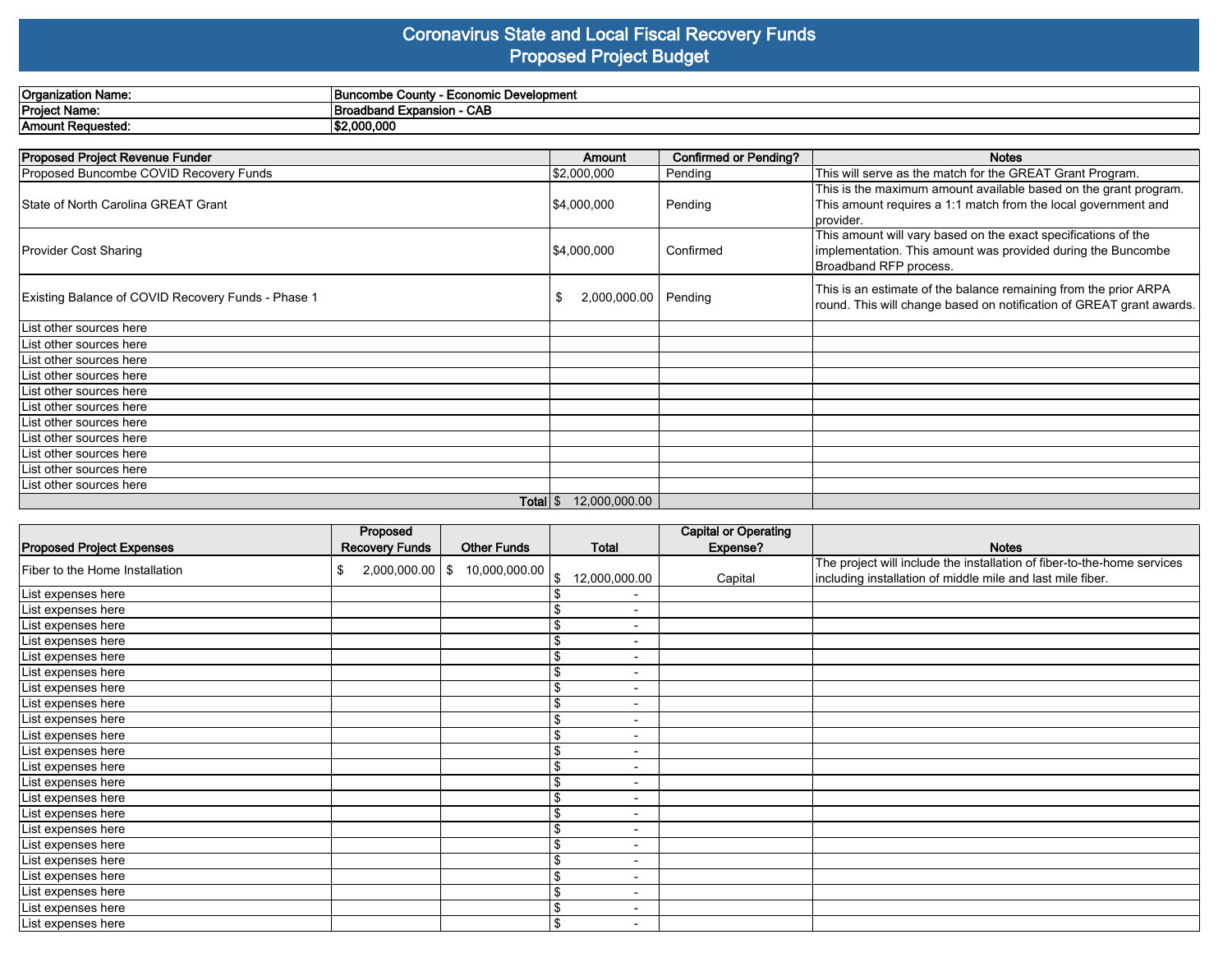# Coronavirus State and Local Fiscal Recovery Funds
## Proposed Project Budget

| | |
|---|---|
| **Organization Name:** | **Buncombe County - Economic Development** |
| **Project Name:** | **Broadband Expansion - CAB** |
| **Amount Requested:** | **$2,000,000** |

| Proposed Project Revenue Funder | Amount | Confirmed or Pending? | Notes |
|---|---|---|---|
| Proposed Buncombe COVID Recovery Funds | $2,000,000 | Pending | This will serve as the match for the GREAT Grant Program. |
| State of North Carolina GREAT Grant | $4,000,000 | Pending | This is the maximum amount available based on the grant program. This amount requires a 1:1 match from the local government and provider. |
| Provider Cost Sharing | $4,000,000 | Confirmed | This amount will vary based on the exact specifications of the implementation. This amount was provided during the Buncombe Broadband RFP process. |
| Existing Balance of COVID Recovery Funds - Phase 1 | $ 2,000,000.00 | Pending | This is an estimate of the balance remaining from the prior ARPA round. This will change based on notification of GREAT grant awards. |
| List other sources here | | | |
| List other sources here | | | |
| List other sources here | | | |
| List other sources here | | | |
| List other sources here | | | |
| List other sources here | | | |
| List other sources here | | | |
| List other sources here | | | |
| List other sources here | | | |
| List other sources here | | | |
| List other sources here | | | |
| **Total** | $ 12,000,000.00 | | |

| Proposed Project Expenses | Proposed Recovery Funds | Other Funds | Total | Capital or Operating Expense? | Notes |
|---|---|---|---|---|---|
| Fiber to the Home Installation | $ 2,000,000.00 | $ 10,000,000.00 | $ 12,000,000.00 | Capital | The project will include the installation of fiber-to-the-home services including installation of middle mile and last mile fiber. |
| List expenses here | | | $ - | | |
| List expenses here | | | $ - | | |
| List expenses here | | | $ - | | |
| List expenses here | | | $ - | | |
| List expenses here | | | $ - | | |
| List expenses here | | | $ - | | |
| List expenses here | | | $ - | | |
| List expenses here | | | $ - | | |
| List expenses here | | | $ - | | |
| List expenses here | | | $ - | | |
| List expenses here | | | $ - | | |
| List expenses here | | | $ - | | |
| List expenses here | | | $ - | | |
| List expenses here | | | $ - | | |
| List expenses here | | | $ - | | |
| List expenses here | | | $ - | | |
| List expenses here | | | $ - | | |
| List expenses here | | | $ - | | |
| List expenses here | | | $ - | | |
| List expenses here | | | $ - | | |
| List expenses here | | | $ - | | |
| List expenses here | | | $ - | | |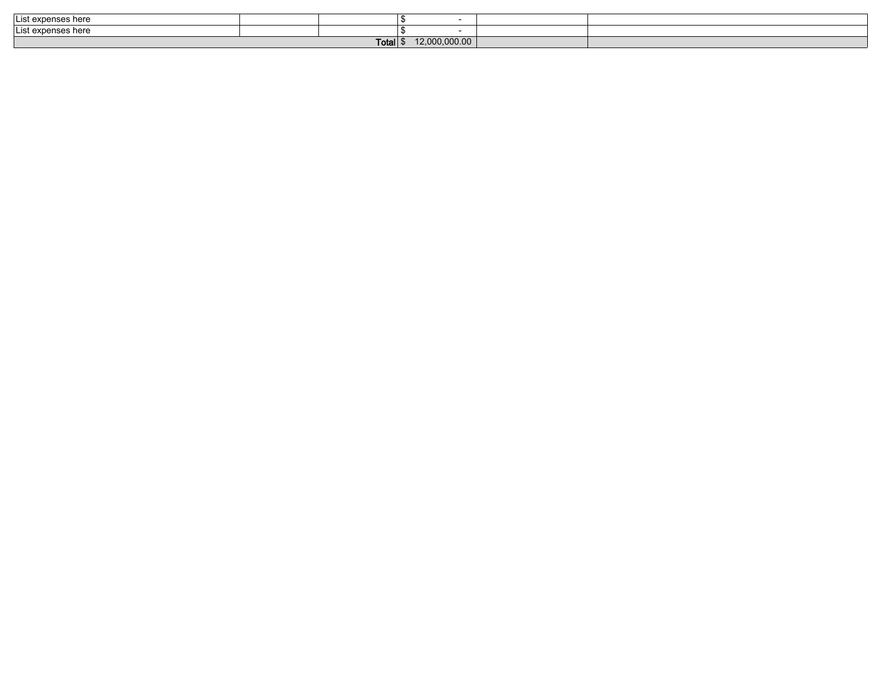| | | | | | |
|---|---|---|---|---|---|
| List expenses here | | | $ - | | |
| List expenses here | | | $ - | | |
| | | Total | $ 12,000,000.00 | | |